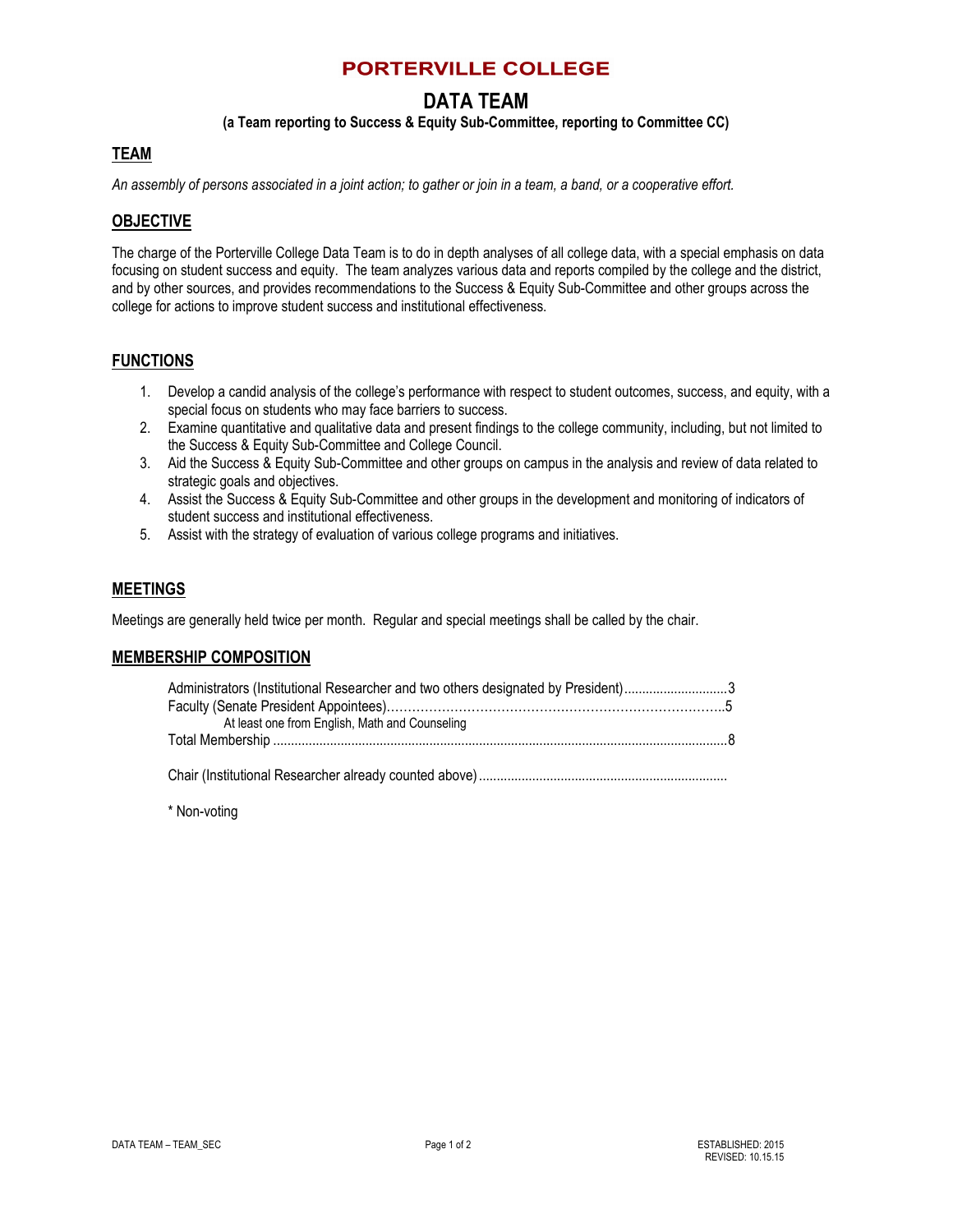# PORTERVILLE COLLEGE

## DATA TEAM

**(a Team reporting to Success & Equity Sub-Committee, reporting to Committee CC)**

### TEAM

*An assembly of persons associated in a joint action; to gather or join in a team, a band, or a cooperative effort.*

### OBJECTIVE

The charge of the Porterville College Data Team is to do in depth analyses of all college data, with a special emphasis on data focusing on student success and equity. The team analyzes various data and reports compiled by the college and the district, and by other sources, and provides recommendations to the Success & Equity Sub-Committee and other groups across the college for actions to improve student success and institutional effectiveness.

### FUNCTIONS

1. Develop a candid analysis of the college's performance with respect to student outcomes, success, and equity, with a special focus on students who may face barriers to success.
2. Examine quantitative and qualitative data and present findings to the college community, including, but not limited to the Success & Equity Sub-Committee and College Council.
3. Aid the Success & Equity Sub-Committee and other groups on campus in the analysis and review of data related to strategic goals and objectives.
4. Assist the Success & Equity Sub-Committee and other groups in the development and monitoring of indicators of student success and institutional effectiveness.
5. Assist with the strategy of evaluation of various college programs and initiatives.

### MEETINGS

Meetings are generally held twice per month. Regular and special meetings shall be called by the chair.

### MEMBERSHIP COMPOSITION

| | |
|---|---|
| Administrators (Institutional Researcher and two others designated by President) | 3 |
| Faculty (Senate President Appointees) | 5 |
| At least one from English, Math and Counseling | |
| Total Membership | 8 |
| | |
| Chair (Institutional Researcher already counted above) | |

\* Non-voting

ESTABLISHED: 2015
REVISED: 10.15.15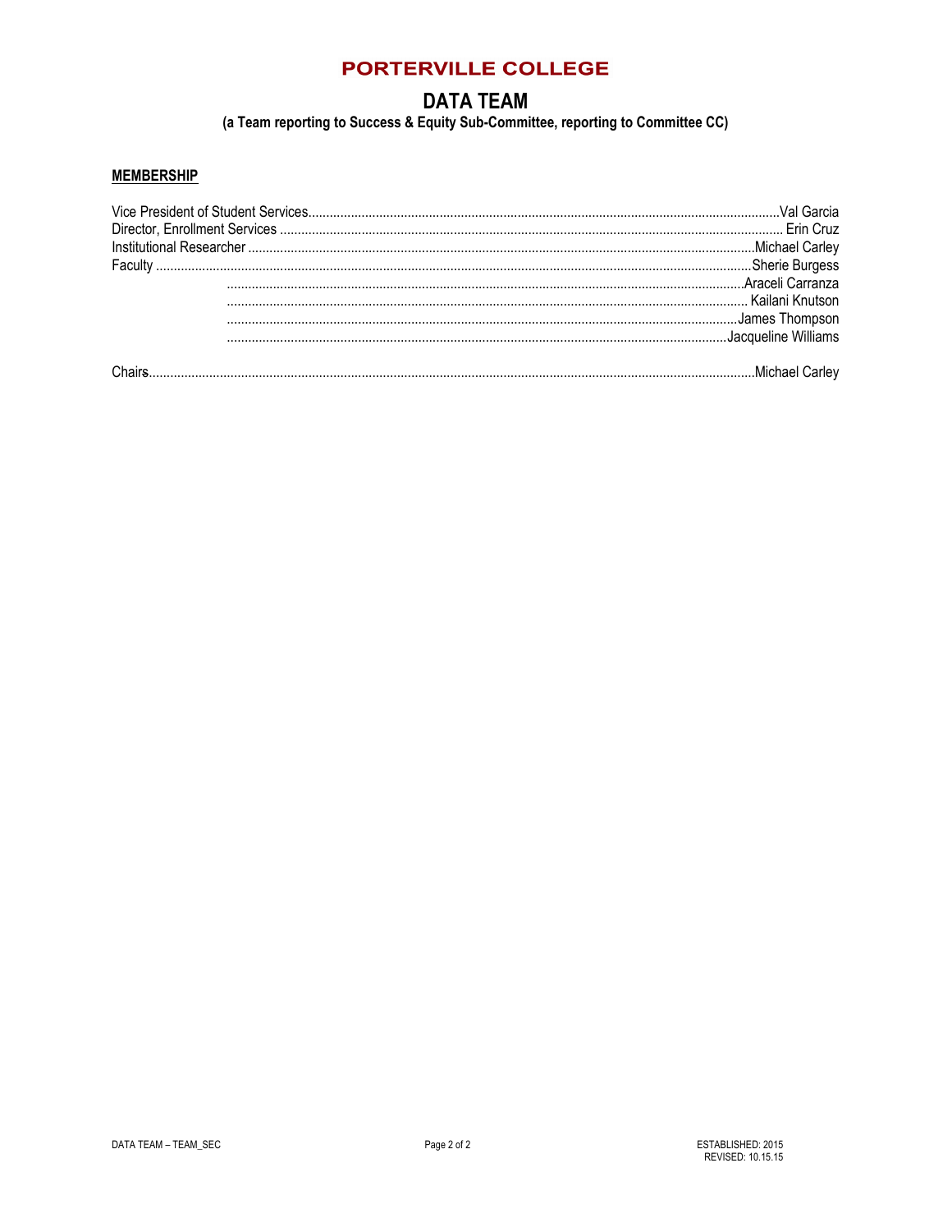# PORTERVILLE COLLEGE

## DATA TEAM

**(a Team reporting to Success & Equity Sub-Committee, reporting to Committee CC)**

### MEMBERSHIP

| | |
|---|---|
| Vice President of Student Services | Val Garcia |
| Director, Enrollment Services | Erin Cruz |
| Institutional Researcher | Michael Carley |
| Faculty | Sherie Burgess |
| | Araceli Carranza |
| | Kailani Knutson |
| | James Thompson |
| | Jacqueline Williams |
| Chairs | Michael Carley |

DATA TEAM – TEAM_SEC

ESTABLISHED: 2015
REVISED: 10.15.15